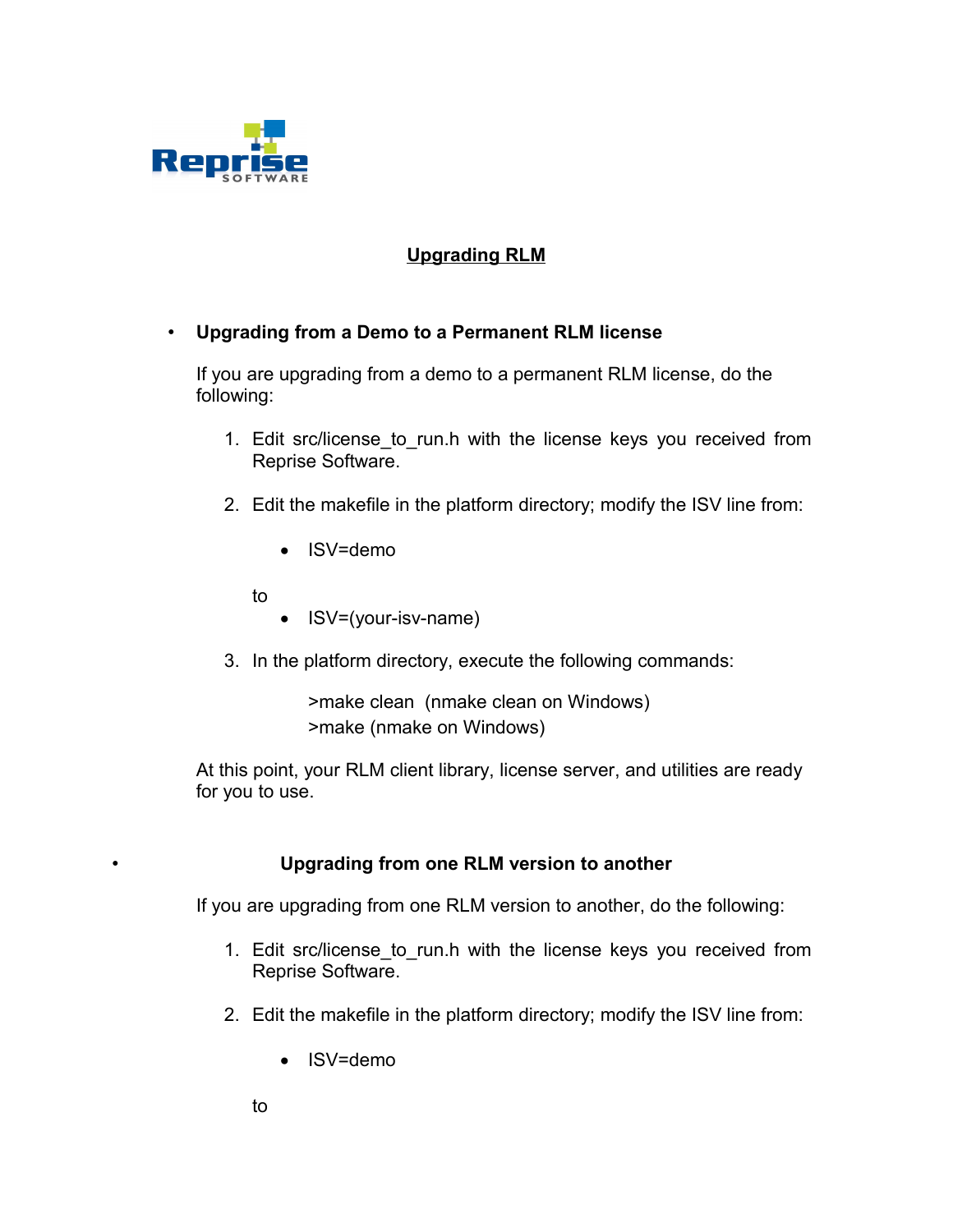Reprise SOFTWARE

# Upgrading RLM

- **Upgrading from a Demo to a Permanent RLM license**

  If you are upgrading from a demo to a permanent RLM license, do the following:

  1. Edit src/license_to_run.h with the license keys you received from Reprise Software.

  2. Edit the makefile in the platform directory; modify the ISV line from:

     - ISV=demo

     to

     - ISV=(your-isv-name)

  3. In the platform directory, execute the following commands:

     ```
     >make clean  (nmake clean on Windows)
     >make (nmake on Windows)
     ```

  At this point, your RLM client library, license server, and utilities are ready for you to use.

- **Upgrading from one RLM version to another**

  If you are upgrading from one RLM version to another, do the following:

  1. Edit src/license_to_run.h with the license keys you received from Reprise Software.

  2. Edit the makefile in the platform directory; modify the ISV line from:

     - ISV=demo

     to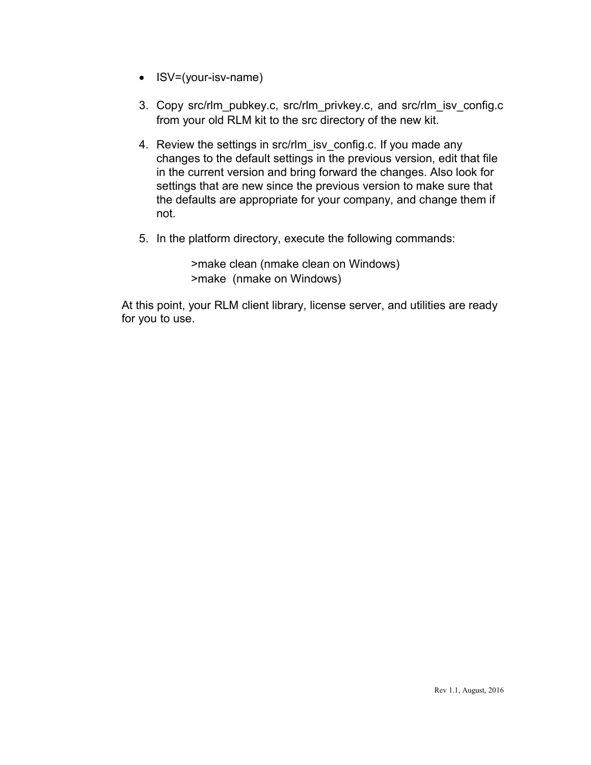- ISV=(your-isv-name)

3. Copy src/rlm_pubkey.c, src/rlm_privkey.c, and src/rlm_isv_config.c from your old RLM kit to the src directory of the new kit.

4. Review the settings in src/rlm_isv_config.c. If you made any changes to the default settings in the previous version, edit that file in the current version and bring forward the changes. Also look for settings that are new since the previous version to make sure that the defaults are appropriate for your company, and change them if not.

5. In the platform directory, execute the following commands:

```
>make clean (nmake clean on Windows)
>make  (nmake on Windows)
```

At this point, your RLM client library, license server, and utilities are ready for you to use.

Rev 1.1, August, 2016